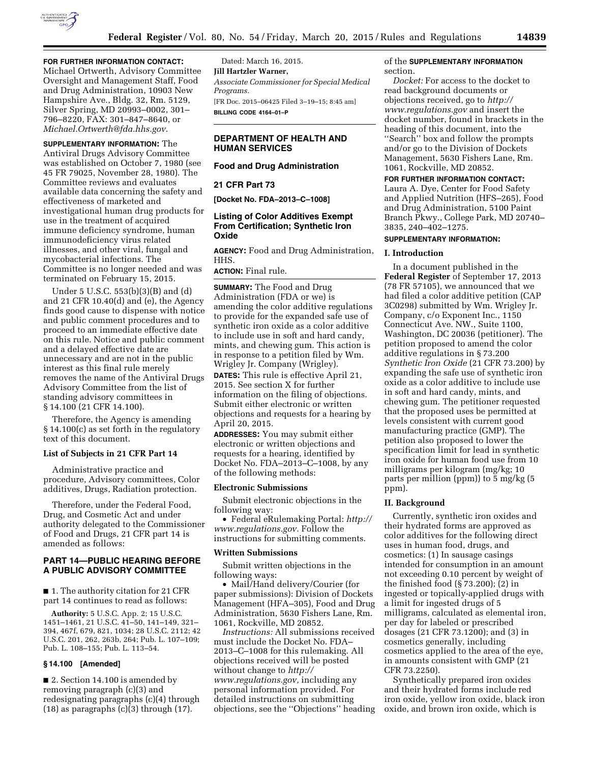**FOR FURTHER INFORMATION CONTACT:** Michael Ortwerth, Advisory Committee Oversight and Management Staff, Food and Drug Administration, 10903 New Hampshire Ave., Bldg. 32, Rm. 5129, Silver Spring, MD 20993–0002, 301–796–8220, FAX: 301–847–8640, or *Michael.Ortwerth@fda.hhs.gov.*

**SUPPLEMENTARY INFORMATION:** The Antiviral Drugs Advisory Committee was established on October 7, 1980 (see 45 FR 79025, November 28, 1980). The Committee reviews and evaluates available data concerning the safety and effectiveness of marketed and investigational human drug products for use in the treatment of acquired immune deficiency syndrome, human immunodeficiency virus related illnesses, and other viral, fungal and mycobacterial infections. The Committee is no longer needed and was terminated on February 15, 2015.

Under 5 U.S.C. 553(b)(3)(B) and (d) and 21 CFR 10.40(d) and (e), the Agency finds good cause to dispense with notice and public comment procedures and to proceed to an immediate effective date on this rule. Notice and public comment and a delayed effective date are unnecessary and are not in the public interest as this final rule merely removes the name of the Antiviral Drugs Advisory Committee from the list of standing advisory committees in § 14.100 (21 CFR 14.100).

Therefore, the Agency is amending § 14.100(c) as set forth in the regulatory text of this document.

### List of Subjects in 21 CFR Part 14

Administrative practice and procedure, Advisory committees, Color additives, Drugs, Radiation protection.

Therefore, under the Federal Food, Drug, and Cosmetic Act and under authority delegated to the Commissioner of Food and Drugs, 21 CFR part 14 is amended as follows:

## PART 14—PUBLIC HEARING BEFORE A PUBLIC ADVISORY COMMITTEE

■ 1. The authority citation for 21 CFR part 14 continues to read as follows:

**Authority:** 5 U.S.C. App. 2; 15 U.S.C. 1451–1461, 21 U.S.C. 41–50, 141–149, 321–394, 467f, 679, 821, 1034; 28 U.S.C. 2112; 42 U.S.C. 201, 262, 263b, 264; Pub. L. 107–109; Pub. L. 108–155; Pub. L. 113–54.

### § 14.100 [Amended]

■ 2. Section 14.100 is amended by removing paragraph (c)(3) and redesignating paragraphs (c)(4) through (18) as paragraphs (c)(3) through (17).

Dated: March 16, 2015.

**Jill Hartzler Warner,**

*Associate Commissioner for Special Medical Programs.*

[FR Doc. 2015–06425 Filed 3–19–15; 8:45 am]

**BILLING CODE 4164–01–P**

## DEPARTMENT OF HEALTH AND HUMAN SERVICES

### Food and Drug Administration

### 21 CFR Part 73

**[Docket No. FDA–2013–C–1008]**

## Listing of Color Additives Exempt From Certification; Synthetic Iron Oxide

**AGENCY:** Food and Drug Administration, HHS.

**ACTION:** Final rule.

**SUMMARY:** The Food and Drug Administration (FDA or we) is amending the color additive regulations to provide for the expanded safe use of synthetic iron oxide as a color additive to include use in soft and hard candy, mints, and chewing gum. This action is in response to a petition filed by Wm. Wrigley Jr. Company (Wrigley).

**DATES:** This rule is effective April 21, 2015. See section X for further information on the filing of objections. Submit either electronic or written objections and requests for a hearing by April 20, 2015.

**ADDRESSES:** You may submit either electronic or written objections and requests for a hearing, identified by Docket No. FDA–2013–C–1008, by any of the following methods:

### Electronic Submissions

Submit electronic objections in the following way:

• Federal eRulemaking Portal: *http://www.regulations.gov.* Follow the instructions for submitting comments.

### Written Submissions

Submit written objections in the following ways:

• Mail/Hand delivery/Courier (for paper submissions): Division of Dockets Management (HFA–305), Food and Drug Administration, 5630 Fishers Lane, Rm. 1061, Rockville, MD 20852.

*Instructions:* All submissions received must include the Docket No. FDA–2013–C–1008 for this rulemaking. All objections received will be posted without change to *http://www.regulations.gov,* including any personal information provided. For detailed instructions on submitting objections, see the ''Objections'' heading of the **SUPPLEMENTARY INFORMATION** section.

*Docket:* For access to the docket to read background documents or objections received, go to *http://www.regulations.gov* and insert the docket number, found in brackets in the heading of this document, into the ''Search'' box and follow the prompts and/or go to the Division of Dockets Management, 5630 Fishers Lane, Rm. 1061, Rockville, MD 20852.

**FOR FURTHER INFORMATION CONTACT:** Laura A. Dye, Center for Food Safety and Applied Nutrition (HFS–265), Food and Drug Administration, 5100 Paint Branch Pkwy., College Park, MD 20740–3835, 240–402–1275.

**SUPPLEMENTARY INFORMATION:**

### I. Introduction

In a document published in the **Federal Register** of September 17, 2013 (78 FR 57105), we announced that we had filed a color additive petition (CAP 3C0298) submitted by Wm. Wrigley Jr. Company, c/o Exponent Inc., 1150 Connecticut Ave. NW., Suite 1100, Washington, DC 20036 (petitioner). The petition proposed to amend the color additive regulations in § 73.200 *Synthetic Iron Oxide* (21 CFR 73.200) by expanding the safe use of synthetic iron oxide as a color additive to include use in soft and hard candy, mints, and chewing gum. The petitioner requested that the proposed uses be permitted at levels consistent with current good manufacturing practice (GMP). The petition also proposed to lower the specification limit for lead in synthetic iron oxide for human food use from 10 milligrams per kilogram (mg/kg; 10 parts per million (ppm)) to 5 mg/kg (5 ppm).

### II. Background

Currently, synthetic iron oxides and their hydrated forms are approved as color additives for the following direct uses in human food, drugs, and cosmetics: (1) In sausage casings intended for consumption in an amount not exceeding 0.10 percent by weight of the finished food (§ 73.200); (2) in ingested or topically-applied drugs with a limit for ingested drugs of 5 milligrams, calculated as elemental iron, per day for labeled or prescribed dosages (21 CFR 73.1200); and (3) in cosmetics generally, including cosmetics applied to the area of the eye, in amounts consistent with GMP (21 CFR 73.2250).

Synthetically prepared iron oxides and their hydrated forms include red iron oxide, yellow iron oxide, black iron oxide, and brown iron oxide, which is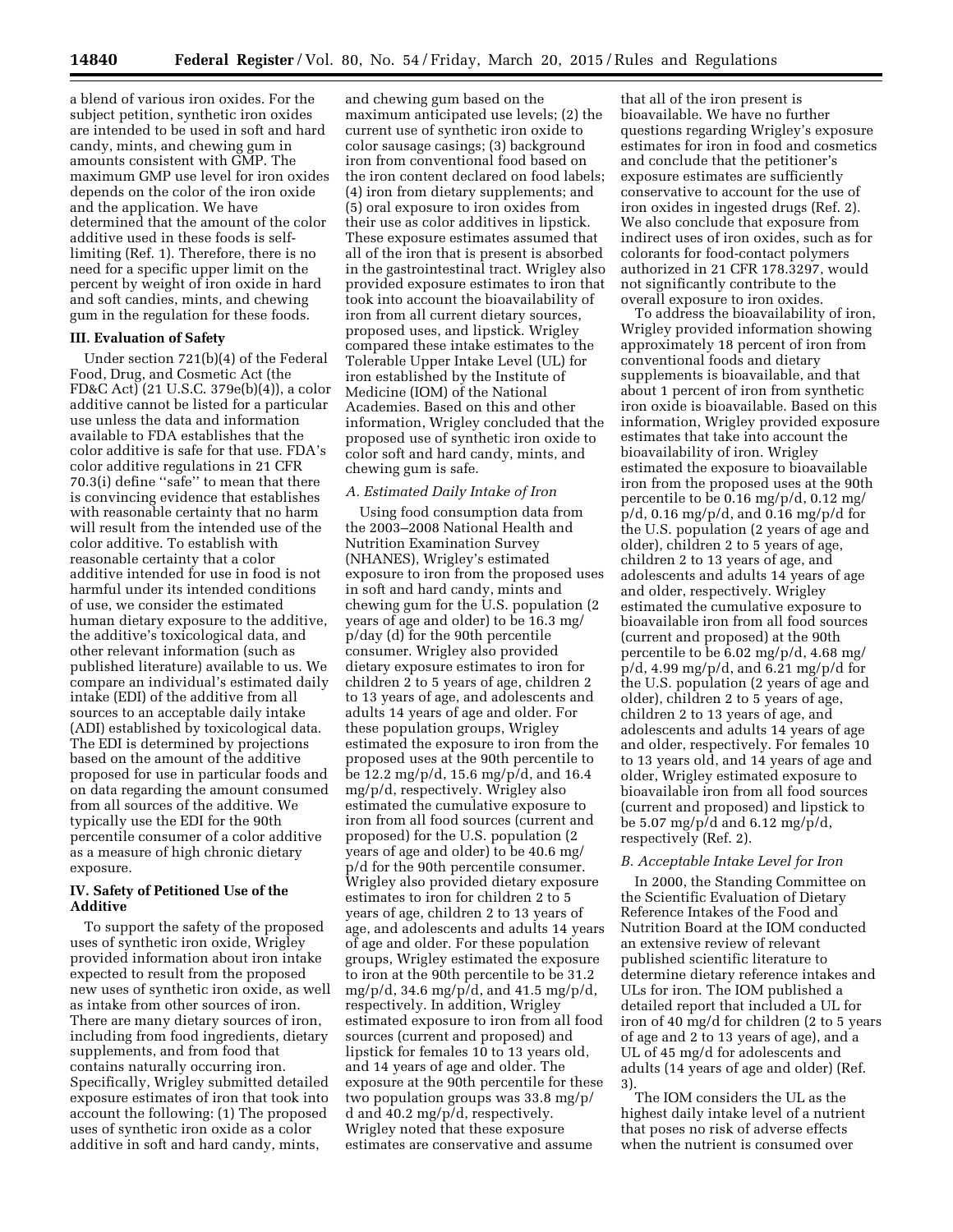a blend of various iron oxides. For the subject petition, synthetic iron oxides are intended to be used in soft and hard candy, mints, and chewing gum in amounts consistent with GMP. The maximum GMP use level for iron oxides depends on the color of the iron oxide and the application. We have determined that the amount of the color additive used in these foods is self-limiting (Ref. 1). Therefore, there is no need for a specific upper limit on the percent by weight of iron oxide in hard and soft candies, mints, and chewing gum in the regulation for these foods.

## III. Evaluation of Safety

Under section 721(b)(4) of the Federal Food, Drug, and Cosmetic Act (the FD&C Act) (21 U.S.C. 379e(b)(4)), a color additive cannot be listed for a particular use unless the data and information available to FDA establishes that the color additive is safe for that use. FDA's color additive regulations in 21 CFR 70.3(i) define ''safe'' to mean that there is convincing evidence that establishes with reasonable certainty that no harm will result from the intended use of the color additive. To establish with reasonable certainty that a color additive intended for use in food is not harmful under its intended conditions of use, we consider the estimated human dietary exposure to the additive, the additive's toxicological data, and other relevant information (such as published literature) available to us. We compare an individual's estimated daily intake (EDI) of the additive from all sources to an acceptable daily intake (ADI) established by toxicological data. The EDI is determined by projections based on the amount of the additive proposed for use in particular foods and on data regarding the amount consumed from all sources of the additive. We typically use the EDI for the 90th percentile consumer of a color additive as a measure of high chronic dietary exposure.

## IV. Safety of Petitioned Use of the Additive

To support the safety of the proposed uses of synthetic iron oxide, Wrigley provided information about iron intake expected to result from the proposed new uses of synthetic iron oxide, as well as intake from other sources of iron. There are many dietary sources of iron, including from food ingredients, dietary supplements, and from food that contains naturally occurring iron. Specifically, Wrigley submitted detailed exposure estimates of iron that took into account the following: (1) The proposed uses of synthetic iron oxide as a color additive in soft and hard candy, mints, and chewing gum based on the maximum anticipated use levels; (2) the current use of synthetic iron oxide to color sausage casings; (3) background iron from conventional food based on the iron content declared on food labels; (4) iron from dietary supplements; and (5) oral exposure to iron oxides from their use as color additives in lipstick. These exposure estimates assumed that all of the iron that is present is absorbed in the gastrointestinal tract. Wrigley also provided exposure estimates to iron that took into account the bioavailability of iron from all current dietary sources, proposed uses, and lipstick. Wrigley compared these intake estimates to the Tolerable Upper Intake Level (UL) for iron established by the Institute of Medicine (IOM) of the National Academies. Based on this and other information, Wrigley concluded that the proposed use of synthetic iron oxide to color soft and hard candy, mints, and chewing gum is safe.

### *A. Estimated Daily Intake of Iron*

Using food consumption data from the 2003–2008 National Health and Nutrition Examination Survey (NHANES), Wrigley's estimated exposure to iron from the proposed uses in soft and hard candy, mints and chewing gum for the U.S. population (2 years of age and older) to be 16.3 mg/p/day (d) for the 90th percentile consumer. Wrigley also provided dietary exposure estimates to iron for children 2 to 5 years of age, children 2 to 13 years of age, and adolescents and adults 14 years of age and older. For these population groups, Wrigley estimated the exposure to iron from the proposed uses at the 90th percentile to be 12.2 mg/p/d, 15.6 mg/p/d, and 16.4 mg/p/d, respectively. Wrigley also estimated the cumulative exposure to iron from all food sources (current and proposed) for the U.S. population (2 years of age and older) to be 40.6 mg/p/d for the 90th percentile consumer. Wrigley also provided dietary exposure estimates to iron for children 2 to 5 years of age, children 2 to 13 years of age, and adolescents and adults 14 years of age and older. For these population groups, Wrigley estimated the exposure to iron at the 90th percentile to be 31.2 mg/p/d, 34.6 mg/p/d, and 41.5 mg/p/d, respectively. In addition, Wrigley estimated exposure to iron from all food sources (current and proposed) and lipstick for females 10 to 13 years old, and 14 years of age and older. The exposure at the 90th percentile for these two population groups was 33.8 mg/p/d and 40.2 mg/p/d, respectively. Wrigley noted that these exposure estimates are conservative and assume that all of the iron present is bioavailable. We have no further questions regarding Wrigley's exposure estimates for iron in food and cosmetics and conclude that the petitioner's exposure estimates are sufficiently conservative to account for the use of iron oxides in ingested drugs (Ref. 2). We also conclude that exposure from indirect uses of iron oxides, such as for colorants for food-contact polymers authorized in 21 CFR 178.3297, would not significantly contribute to the overall exposure to iron oxides.

To address the bioavailability of iron, Wrigley provided information showing approximately 18 percent of iron from conventional foods and dietary supplements is bioavailable, and that about 1 percent of iron from synthetic iron oxide is bioavailable. Based on this information, Wrigley provided exposure estimates that take into account the bioavailability of iron. Wrigley estimated the exposure to bioavailable iron from the proposed uses at the 90th percentile to be 0.16 mg/p/d, 0.12 mg/p/d, 0.16 mg/p/d, and 0.16 mg/p/d for the U.S. population (2 years of age and older), children 2 to 5 years of age, children 2 to 13 years of age, and adolescents and adults 14 years of age and older, respectively. Wrigley estimated the cumulative exposure to bioavailable iron from all food sources (current and proposed) at the 90th percentile to be 6.02 mg/p/d, 4.68 mg/p/d, 4.99 mg/p/d, and 6.21 mg/p/d for the U.S. population (2 years of age and older), children 2 to 5 years of age, children 2 to 13 years of age, and adolescents and adults 14 years of age and older, respectively. For females 10 to 13 years old, and 14 years of age and older, Wrigley estimated exposure to bioavailable iron from all food sources (current and proposed) and lipstick to be 5.07 mg/p/d and 6.12 mg/p/d, respectively (Ref. 2).

### *B. Acceptable Intake Level for Iron*

In 2000, the Standing Committee on the Scientific Evaluation of Dietary Reference Intakes of the Food and Nutrition Board at the IOM conducted an extensive review of relevant published scientific literature to determine dietary reference intakes and ULs for iron. The IOM published a detailed report that included a UL for iron of 40 mg/d for children (2 to 5 years of age and 2 to 13 years of age), and a UL of 45 mg/d for adolescents and adults (14 years of age and older) (Ref. 3).

The IOM considers the UL as the highest daily intake level of a nutrient that poses no risk of adverse effects when the nutrient is consumed over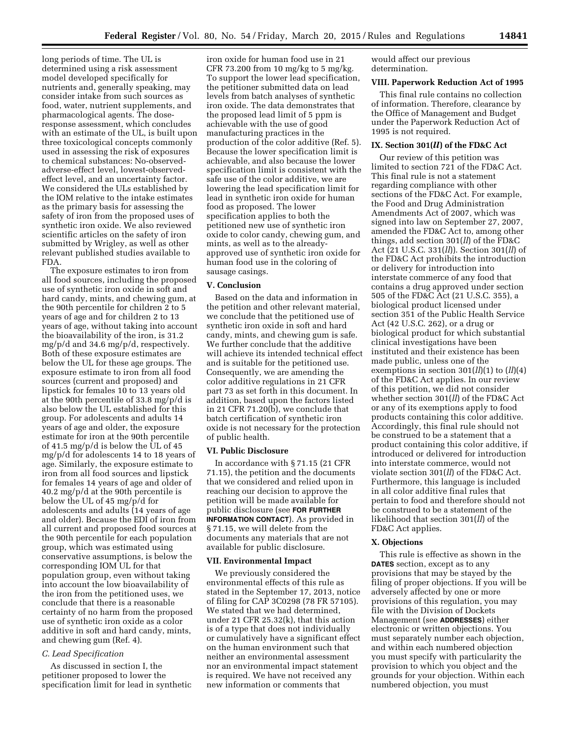long periods of time. The UL is determined using a risk assessment model developed specifically for nutrients and, generally speaking, may consider intake from such sources as food, water, nutrient supplements, and pharmacological agents. The dose-response assessment, which concludes with an estimate of the UL, is built upon three toxicological concepts commonly used in assessing the risk of exposures to chemical substances: No-observed-adverse-effect level, lowest-observed-effect level, and an uncertainty factor. We considered the ULs established by the IOM relative to the intake estimates as the primary basis for assessing the safety of iron from the proposed uses of synthetic iron oxide. We also reviewed scientific articles on the safety of iron submitted by Wrigley, as well as other relevant published studies available to FDA.

The exposure estimates to iron from all food sources, including the proposed use of synthetic iron oxide in soft and hard candy, mints, and chewing gum, at the 90th percentile for children 2 to 5 years of age and for children 2 to 13 years of age, without taking into account the bioavailability of the iron, is 31.2 mg/p/d and 34.6 mg/p/d, respectively. Both of these exposure estimates are below the UL for these age groups. The exposure estimate to iron from all food sources (current and proposed) and lipstick for females 10 to 13 years old at the 90th percentile of 33.8 mg/p/d is also below the UL established for this group. For adolescents and adults 14 years of age and older, the exposure estimate for iron at the 90th percentile of 41.5 mg/p/d is below the UL of 45 mg/p/d for adolescents 14 to 18 years of age. Similarly, the exposure estimate to iron from all food sources and lipstick for females 14 years of age and older of 40.2 mg/p/d at the 90th percentile is below the UL of 45 mg/p/d for adolescents and adults (14 years of age and older). Because the EDI of iron from all current and proposed food sources at the 90th percentile for each population group, which was estimated using conservative assumptions, is below the corresponding IOM UL for that population group, even without taking into account the low bioavailability of the iron from the petitioned uses, we conclude that there is a reasonable certainty of no harm from the proposed use of synthetic iron oxide as a color additive in soft and hard candy, mints, and chewing gum (Ref. 4).

### *C. Lead Specification*

As discussed in section I, the petitioner proposed to lower the specification limit for lead in synthetic iron oxide for human food use in 21 CFR 73.200 from 10 mg/kg to 5 mg/kg. To support the lower lead specification, the petitioner submitted data on lead levels from batch analyses of synthetic iron oxide. The data demonstrates that the proposed lead limit of 5 ppm is achievable with the use of good manufacturing practices in the production of the color additive (Ref. 5). Because the lower specification limit is achievable, and also because the lower specification limit is consistent with the safe use of the color additive, we are lowering the lead specification limit for lead in synthetic iron oxide for human food as proposed. The lower specification applies to both the petitioned new use of synthetic iron oxide to color candy, chewing gum, and mints, as well as to the already-approved use of synthetic iron oxide for human food use in the coloring of sausage casings.

## V. Conclusion

Based on the data and information in the petition and other relevant material, we conclude that the petitioned use of synthetic iron oxide in soft and hard candy, mints, and chewing gum is safe. We further conclude that the additive will achieve its intended technical effect and is suitable for the petitioned use. Consequently, we are amending the color additive regulations in 21 CFR part 73 as set forth in this document. In addition, based upon the factors listed in 21 CFR 71.20(b), we conclude that batch certification of synthetic iron oxide is not necessary for the protection of public health.

## VI. Public Disclosure

In accordance with § 71.15 (21 CFR 71.15), the petition and the documents that we considered and relied upon in reaching our decision to approve the petition will be made available for public disclosure (see **FOR FURTHER INFORMATION CONTACT**). As provided in § 71.15, we will delete from the documents any materials that are not available for public disclosure.

## VII. Environmental Impact

We previously considered the environmental effects of this rule as stated in the September 17, 2013, notice of filing for CAP 3C0298 (78 FR 57105). We stated that we had determined, under 21 CFR 25.32(k), that this action is of a type that does not individually or cumulatively have a significant effect on the human environment such that neither an environmental assessment nor an environmental impact statement is required. We have not received any new information or comments that would affect our previous determination.

## VIII. Paperwork Reduction Act of 1995

This final rule contains no collection of information. Therefore, clearance by the Office of Management and Budget under the Paperwork Reduction Act of 1995 is not required.

## IX. Section 301(*ll*) of the FD&C Act

Our review of this petition was limited to section 721 of the FD&C Act. This final rule is not a statement regarding compliance with other sections of the FD&C Act. For example, the Food and Drug Administration Amendments Act of 2007, which was signed into law on September 27, 2007, amended the FD&C Act to, among other things, add section 301(*ll*) of the FD&C Act (21 U.S.C. 331(*ll*)). Section 301(*ll*) of the FD&C Act prohibits the introduction or delivery for introduction into interstate commerce of any food that contains a drug approved under section 505 of the FD&C Act (21 U.S.C. 355), a biological product licensed under section 351 of the Public Health Service Act (42 U.S.C. 262), or a drug or biological product for which substantial clinical investigations have been instituted and their existence has been made public, unless one of the exemptions in section 301(*ll*)(1) to (*ll*)(4) of the FD&C Act applies. In our review of this petition, we did not consider whether section 301(*ll*) of the FD&C Act or any of its exemptions apply to food products containing this color additive. Accordingly, this final rule should not be construed to be a statement that a product containing this color additive, if introduced or delivered for introduction into interstate commerce, would not violate section 301(*ll*) of the FD&C Act. Furthermore, this language is included in all color additive final rules that pertain to food and therefore should not be construed to be a statement of the likelihood that section 301(*ll*) of the FD&C Act applies.

## X. Objections

This rule is effective as shown in the **DATES** section, except as to any provisions that may be stayed by the filing of proper objections. If you will be adversely affected by one or more provisions of this regulation, you may file with the Division of Dockets Management (see **ADDRESSES**) either electronic or written objections. You must separately number each objection, and within each numbered objection you must specify with particularity the provision to which you object and the grounds for your objection. Within each numbered objection, you must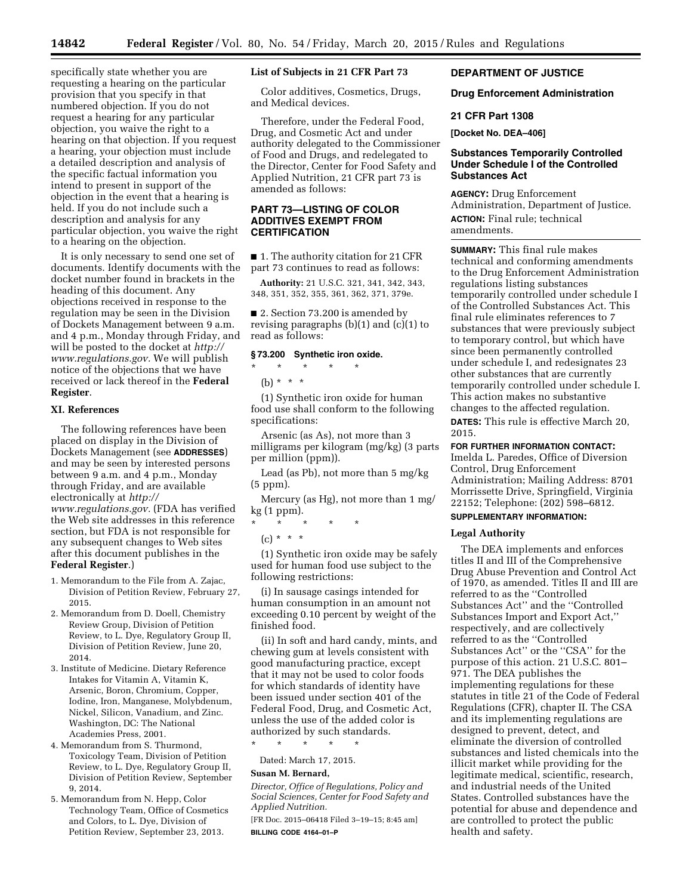specifically state whether you are requesting a hearing on the particular provision that you specify in that numbered objection. If you do not request a hearing for any particular objection, you waive the right to a hearing on that objection. If you request a hearing, your objection must include a detailed description and analysis of the specific factual information you intend to present in support of the objection in the event that a hearing is held. If you do not include such a description and analysis for any particular objection, you waive the right to a hearing on the objection.

It is only necessary to send one set of documents. Identify documents with the docket number found in brackets in the heading of this document. Any objections received in response to the regulation may be seen in the Division of Dockets Management between 9 a.m. and 4 p.m., Monday through Friday, and will be posted to the docket at *http://www.regulations.gov*. We will publish notice of the objections that we have received or lack thereof in the **Federal Register**.

## XI. References

The following references have been placed on display in the Division of Dockets Management (see **ADDRESSES**) and may be seen by interested persons between 9 a.m. and 4 p.m., Monday through Friday, and are available electronically at *http://www.regulations.gov*. (FDA has verified the Web site addresses in this reference section, but FDA is not responsible for any subsequent changes to Web sites after this document publishes in the **Federal Register**.)

1. Memorandum to the File from A. Zajac, Division of Petition Review, February 27, 2015.
2. Memorandum from D. Doell, Chemistry Review Group, Division of Petition Review, to L. Dye, Regulatory Group II, Division of Petition Review, June 20, 2014.
3. Institute of Medicine. Dietary Reference Intakes for Vitamin A, Vitamin K, Arsenic, Boron, Chromium, Copper, Iodine, Iron, Manganese, Molybdenum, Nickel, Silicon, Vanadium, and Zinc. Washington, DC: The National Academies Press, 2001.
4. Memorandum from S. Thurmond, Toxicology Team, Division of Petition Review, to L. Dye, Regulatory Group II, Division of Petition Review, September 9, 2014.
5. Memorandum from N. Hepp, Color Technology Team, Office of Cosmetics and Colors, to L. Dye, Division of Petition Review, September 23, 2013.

## List of Subjects in 21 CFR Part 73

Color additives, Cosmetics, Drugs, and Medical devices.

Therefore, under the Federal Food, Drug, and Cosmetic Act and under authority delegated to the Commissioner of Food and Drugs, and redelegated to the Director, Center for Food Safety and Applied Nutrition, 21 CFR part 73 is amended as follows:

## PART 73—LISTING OF COLOR ADDITIVES EXEMPT FROM CERTIFICATION

■ 1. The authority citation for 21 CFR part 73 continues to read as follows:

**Authority:** 21 U.S.C. 321, 341, 342, 343, 348, 351, 352, 355, 361, 362, 371, 379e.

■ 2. Section 73.200 is amended by revising paragraphs (b)(1) and (c)(1) to read as follows:

### § 73.200 Synthetic iron oxide.

\* \* \* \* \*

(b) \* \* \*

(1) Synthetic iron oxide for human food use shall conform to the following specifications:

Arsenic (as As), not more than 3 milligrams per kilogram (mg/kg) (3 parts per million (ppm)).

Lead (as Pb), not more than 5 mg/kg (5 ppm).

Mercury (as Hg), not more than 1 mg/kg (1 ppm).

\* \* \* \* \*

(c) \* \* \*

(1) Synthetic iron oxide may be safely used for human food use subject to the following restrictions:

(i) In sausage casings intended for human consumption in an amount not exceeding 0.10 percent by weight of the finished food.

(ii) In soft and hard candy, mints, and chewing gum at levels consistent with good manufacturing practice, except that it may not be used to color foods for which standards of identity have been issued under section 401 of the Federal Food, Drug, and Cosmetic Act, unless the use of the added color is authorized by such standards.

\* \* \* \* \*

Dated: March 17, 2015.

**Susan M. Bernard,**

*Director, Office of Regulations, Policy and Social Sciences, Center for Food Safety and Applied Nutrition.*

[FR Doc. 2015–06418 Filed 3–19–15; 8:45 am]

**BILLING CODE 4164–01–P**

## DEPARTMENT OF JUSTICE

## Drug Enforcement Administration

## 21 CFR Part 1308

**[Docket No. DEA–406]**

## Substances Temporarily Controlled Under Schedule I of the Controlled Substances Act

**AGENCY:** Drug Enforcement Administration, Department of Justice.

**ACTION:** Final rule; technical amendments.

**SUMMARY:** This final rule makes technical and conforming amendments to the Drug Enforcement Administration regulations listing substances temporarily controlled under schedule I of the Controlled Substances Act. This final rule eliminates references to 7 substances that were previously subject to temporary control, but which have since been permanently controlled under schedule I, and redesignates 23 other substances that are currently temporarily controlled under schedule I. This action makes no substantive changes to the affected regulation.

**DATES:** This rule is effective March 20, 2015.

**FOR FURTHER INFORMATION CONTACT:** Imelda L. Paredes, Office of Diversion Control, Drug Enforcement Administration; Mailing Address: 8701 Morrissette Drive, Springfield, Virginia 22152; Telephone: (202) 598–6812.

**SUPPLEMENTARY INFORMATION:**

### Legal Authority

The DEA implements and enforces titles II and III of the Comprehensive Drug Abuse Prevention and Control Act of 1970, as amended. Titles II and III are referred to as the ''Controlled Substances Act'' and the ''Controlled Substances Import and Export Act,'' respectively, and are collectively referred to as the ''Controlled Substances Act'' or the ''CSA'' for the purpose of this action. 21 U.S.C. 801–971. The DEA publishes the implementing regulations for these statutes in title 21 of the Code of Federal Regulations (CFR), chapter II. The CSA and its implementing regulations are designed to prevent, detect, and eliminate the diversion of controlled substances and listed chemicals into the illicit market while providing for the legitimate medical, scientific, research, and industrial needs of the United States. Controlled substances have the potential for abuse and dependence and are controlled to protect the public health and safety.